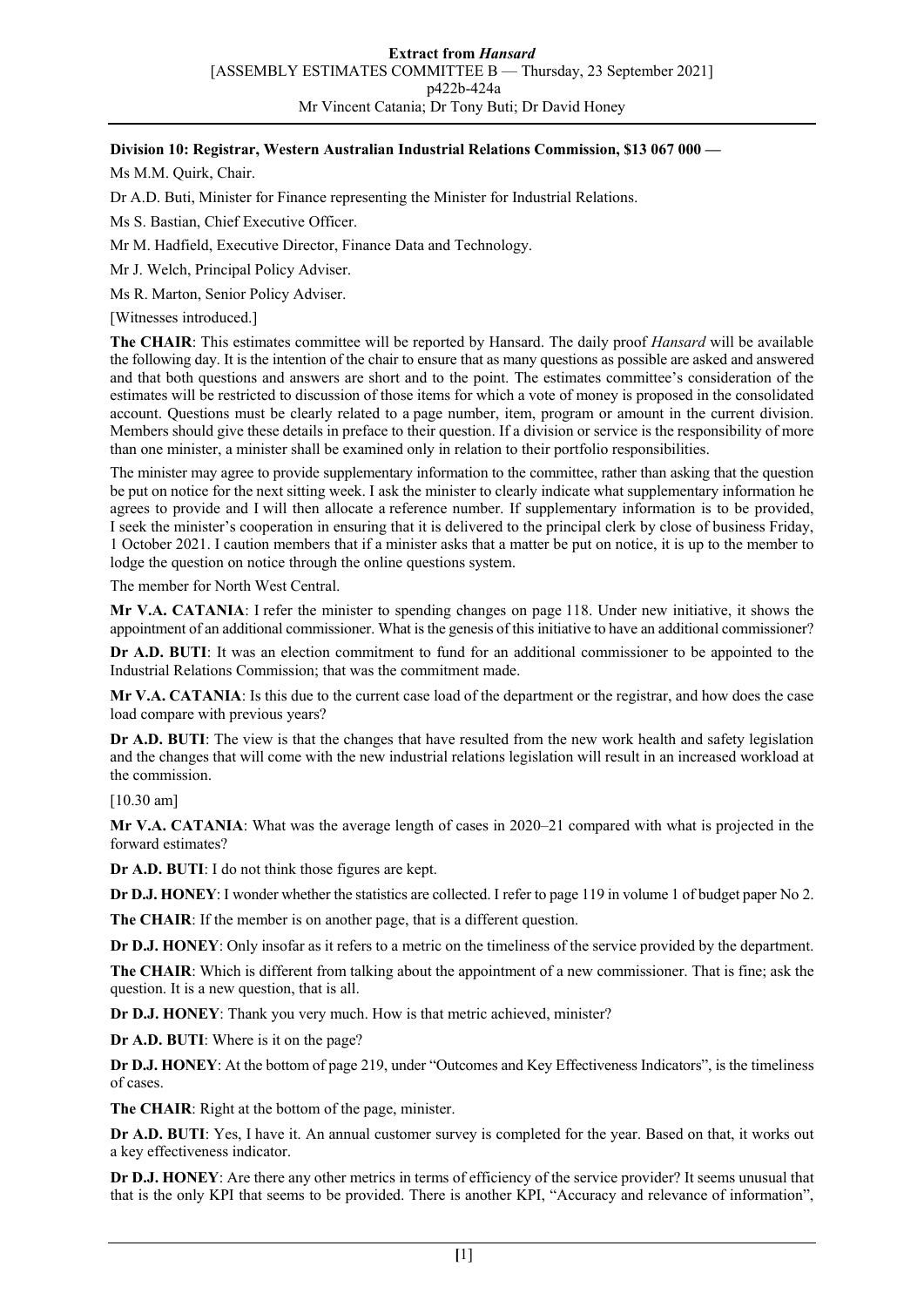**Division 10: Registrar, Western Australian Industrial Relations Commission, $13 067 000 —**

Ms M.M. Quirk, Chair.

Dr A.D. Buti, Minister for Finance representing the Minister for Industrial Relations.

Ms S. Bastian, Chief Executive Officer.

Mr M. Hadfield, Executive Director, Finance Data and Technology.

Mr J. Welch, Principal Policy Adviser.

Ms R. Marton, Senior Policy Adviser.

[Witnesses introduced.]

**The CHAIR**: This estimates committee will be reported by Hansard. The daily proof *Hansard* will be available the following day. It is the intention of the chair to ensure that as many questions as possible are asked and answered and that both questions and answers are short and to the point. The estimates committee's consideration of the estimates will be restricted to discussion of those items for which a vote of money is proposed in the consolidated account. Questions must be clearly related to a page number, item, program or amount in the current division. Members should give these details in preface to their question. If a division or service is the responsibility of more than one minister, a minister shall be examined only in relation to their portfolio responsibilities.

The minister may agree to provide supplementary information to the committee, rather than asking that the question be put on notice for the next sitting week. I ask the minister to clearly indicate what supplementary information he agrees to provide and I will then allocate a reference number. If supplementary information is to be provided, I seek the minister's cooperation in ensuring that it is delivered to the principal clerk by close of business Friday, 1 October 2021. I caution members that if a minister asks that a matter be put on notice, it is up to the member to lodge the question on notice through the online questions system.

The member for North West Central.

**Mr V.A. CATANIA**: I refer the minister to spending changes on page 118. Under new initiative, it shows the appointment of an additional commissioner. What is the genesis of this initiative to have an additional commissioner?

**Dr A.D. BUTI**: It was an election commitment to fund for an additional commissioner to be appointed to the Industrial Relations Commission; that was the commitment made.

**Mr V.A. CATANIA**: Is this due to the current case load of the department or the registrar, and how does the case load compare with previous years?

**Dr A.D. BUTI**: The view is that the changes that have resulted from the new work health and safety legislation and the changes that will come with the new industrial relations legislation will result in an increased workload at the commission.

[10.30 am]

**Mr V.A. CATANIA**: What was the average length of cases in 2020–21 compared with what is projected in the forward estimates?

**Dr A.D. BUTI**: I do not think those figures are kept.

**Dr D.J. HONEY**: I wonder whether the statistics are collected. I refer to page 119 in volume 1 of budget paper No 2.

**The CHAIR**: If the member is on another page, that is a different question.

**Dr D.J. HONEY**: Only insofar as it refers to a metric on the timeliness of the service provided by the department.

**The CHAIR**: Which is different from talking about the appointment of a new commissioner. That is fine; ask the question. It is a new question, that is all.

**Dr D.J. HONEY**: Thank you very much. How is that metric achieved, minister?

**Dr A.D. BUTI**: Where is it on the page?

**Dr D.J. HONEY**: At the bottom of page 219, under "Outcomes and Key Effectiveness Indicators", is the timeliness of cases.

**The CHAIR**: Right at the bottom of the page, minister.

**Dr A.D. BUTI**: Yes, I have it. An annual customer survey is completed for the year. Based on that, it works out a key effectiveness indicator.

**Dr D.J. HONEY**: Are there any other metrics in terms of efficiency of the service provider? It seems unusual that that is the only KPI that seems to be provided. There is another KPI, "Accuracy and relevance of information",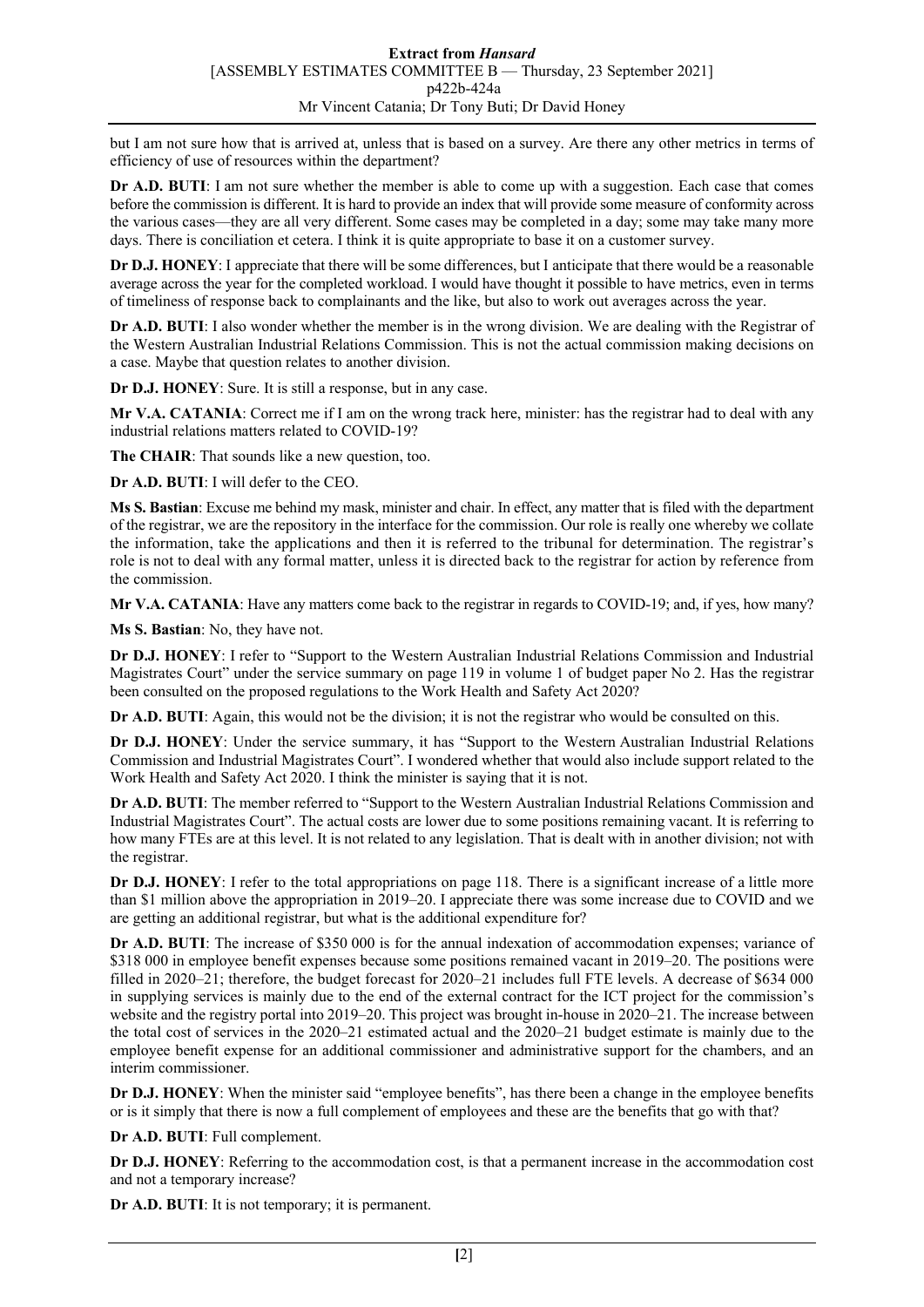but I am not sure how that is arrived at, unless that is based on a survey. Are there any other metrics in terms of efficiency of use of resources within the department?

**Dr A.D. BUTI**: I am not sure whether the member is able to come up with a suggestion. Each case that comes before the commission is different. It is hard to provide an index that will provide some measure of conformity across the various cases—they are all very different. Some cases may be completed in a day; some may take many more days. There is conciliation et cetera. I think it is quite appropriate to base it on a customer survey.

**Dr D.J. HONEY**: I appreciate that there will be some differences, but I anticipate that there would be a reasonable average across the year for the completed workload. I would have thought it possible to have metrics, even in terms of timeliness of response back to complainants and the like, but also to work out averages across the year.

**Dr A.D. BUTI**: I also wonder whether the member is in the wrong division. We are dealing with the Registrar of the Western Australian Industrial Relations Commission. This is not the actual commission making decisions on a case. Maybe that question relates to another division.

**Dr D.J. HONEY**: Sure. It is still a response, but in any case.

**Mr V.A. CATANIA**: Correct me if I am on the wrong track here, minister: has the registrar had to deal with any industrial relations matters related to COVID-19?

**The CHAIR**: That sounds like a new question, too.

**Dr A.D. BUTI**: I will defer to the CEO.

**Ms S. Bastian**: Excuse me behind my mask, minister and chair. In effect, any matter that is filed with the department of the registrar, we are the repository in the interface for the commission. Our role is really one whereby we collate the information, take the applications and then it is referred to the tribunal for determination. The registrar's role is not to deal with any formal matter, unless it is directed back to the registrar for action by reference from the commission.

**Mr V.A. CATANIA**: Have any matters come back to the registrar in regards to COVID-19; and, if yes, how many?

**Ms S. Bastian**: No, they have not.

**Dr D.J. HONEY**: I refer to "Support to the Western Australian Industrial Relations Commission and Industrial Magistrates Court" under the service summary on page 119 in volume 1 of budget paper No 2. Has the registrar been consulted on the proposed regulations to the Work Health and Safety Act 2020?

**Dr A.D. BUTI**: Again, this would not be the division; it is not the registrar who would be consulted on this.

**Dr D.J. HONEY**: Under the service summary, it has "Support to the Western Australian Industrial Relations Commission and Industrial Magistrates Court". I wondered whether that would also include support related to the Work Health and Safety Act 2020. I think the minister is saying that it is not.

**Dr A.D. BUTI**: The member referred to "Support to the Western Australian Industrial Relations Commission and Industrial Magistrates Court". The actual costs are lower due to some positions remaining vacant. It is referring to how many FTEs are at this level. It is not related to any legislation. That is dealt with in another division; not with the registrar.

**Dr D.J. HONEY**: I refer to the total appropriations on page 118. There is a significant increase of a little more than $1 million above the appropriation in 2019–20. I appreciate there was some increase due to COVID and we are getting an additional registrar, but what is the additional expenditure for?

**Dr A.D. BUTI**: The increase of $350 000 is for the annual indexation of accommodation expenses; variance of $318 000 in employee benefit expenses because some positions remained vacant in 2019–20. The positions were filled in 2020–21; therefore, the budget forecast for 2020–21 includes full FTE levels. A decrease of $634 000 in supplying services is mainly due to the end of the external contract for the ICT project for the commission's website and the registry portal into 2019–20. This project was brought in-house in 2020–21. The increase between the total cost of services in the 2020–21 estimated actual and the 2020–21 budget estimate is mainly due to the employee benefit expense for an additional commissioner and administrative support for the chambers, and an interim commissioner.

**Dr D.J. HONEY**: When the minister said "employee benefits", has there been a change in the employee benefits or is it simply that there is now a full complement of employees and these are the benefits that go with that?

**Dr A.D. BUTI**: Full complement.

**Dr D.J. HONEY**: Referring to the accommodation cost, is that a permanent increase in the accommodation cost and not a temporary increase?

**Dr A.D. BUTI**: It is not temporary; it is permanent.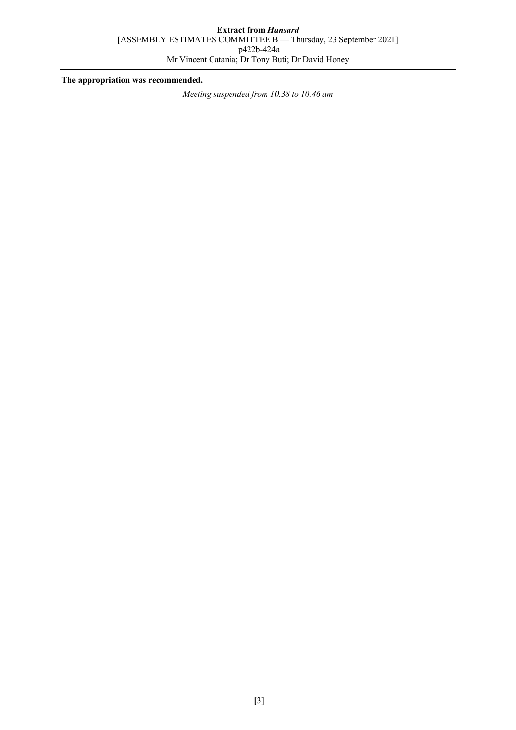**The appropriation was recommended.**

*Meeting suspended from 10.38 to 10.46 am*